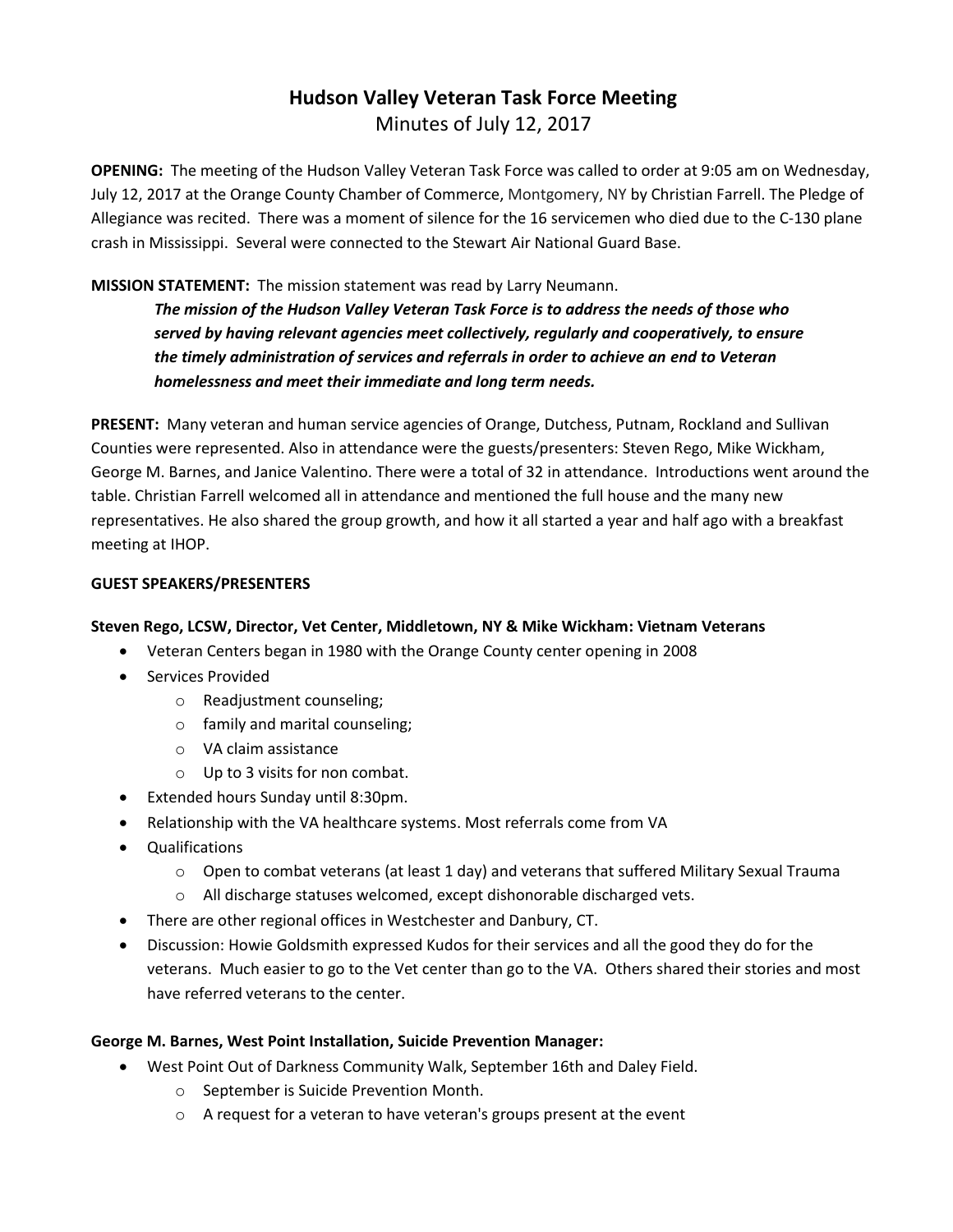# Hudson Valley Veteran Task Force Meeting

Minutes of July 12, 2017

**OPENING:** The meeting of the Hudson Valley Veteran Task Force was called to order at 9:05 am on Wednesday, July 12, 2017 at the Orange County Chamber of Commerce, Montgomery, NY by Christian Farrell. The Pledge of Allegiance was recited. There was a moment of silence for the 16 servicemen who died due to the C-130 plane crash in Mississippi. Several were connected to the Stewart Air National Guard Base.

**MISSION STATEMENT:** The mission statement was read by Larry Neumann.

> ***The mission of the Hudson Valley Veteran Task Force is to address the needs of those who served by having relevant agencies meet collectively, regularly and cooperatively, to ensure the timely administration of services and referrals in order to achieve an end to Veteran homelessness and meet their immediate and long term needs.***

**PRESENT:** Many veteran and human service agencies of Orange, Dutchess, Putnam, Rockland and Sullivan Counties were represented. Also in attendance were the guests/presenters: Steven Rego, Mike Wickham, George M. Barnes, and Janice Valentino. There were a total of 32 in attendance. Introductions went around the table. Christian Farrell welcomed all in attendance and mentioned the full house and the many new representatives. He also shared the group growth, and how it all started a year and half ago with a breakfast meeting at IHOP.

**GUEST SPEAKERS/PRESENTERS**

**Steven Rego, LCSW, Director, Vet Center, Middletown, NY & Mike Wickham: Vietnam Veterans**

- Veteran Centers began in 1980 with the Orange County center opening in 2008
- Services Provided
  - Readjustment counseling;
  - family and marital counseling;
  - VA claim assistance
  - Up to 3 visits for non combat.
- Extended hours Sunday until 8:30pm.
- Relationship with the VA healthcare systems. Most referrals come from VA
- Qualifications
  - Open to combat veterans (at least 1 day) and veterans that suffered Military Sexual Trauma
  - All discharge statuses welcomed, except dishonorable discharged vets.
- There are other regional offices in Westchester and Danbury, CT.
- Discussion: Howie Goldsmith expressed Kudos for their services and all the good they do for the veterans. Much easier to go to the Vet center than go to the VA. Others shared their stories and most have referred veterans to the center.

**George M. Barnes, West Point Installation, Suicide Prevention Manager:**

- West Point Out of Darkness Community Walk, September 16th and Daley Field.
  - September is Suicide Prevention Month.
  - A request for a veteran to have veteran's groups present at the event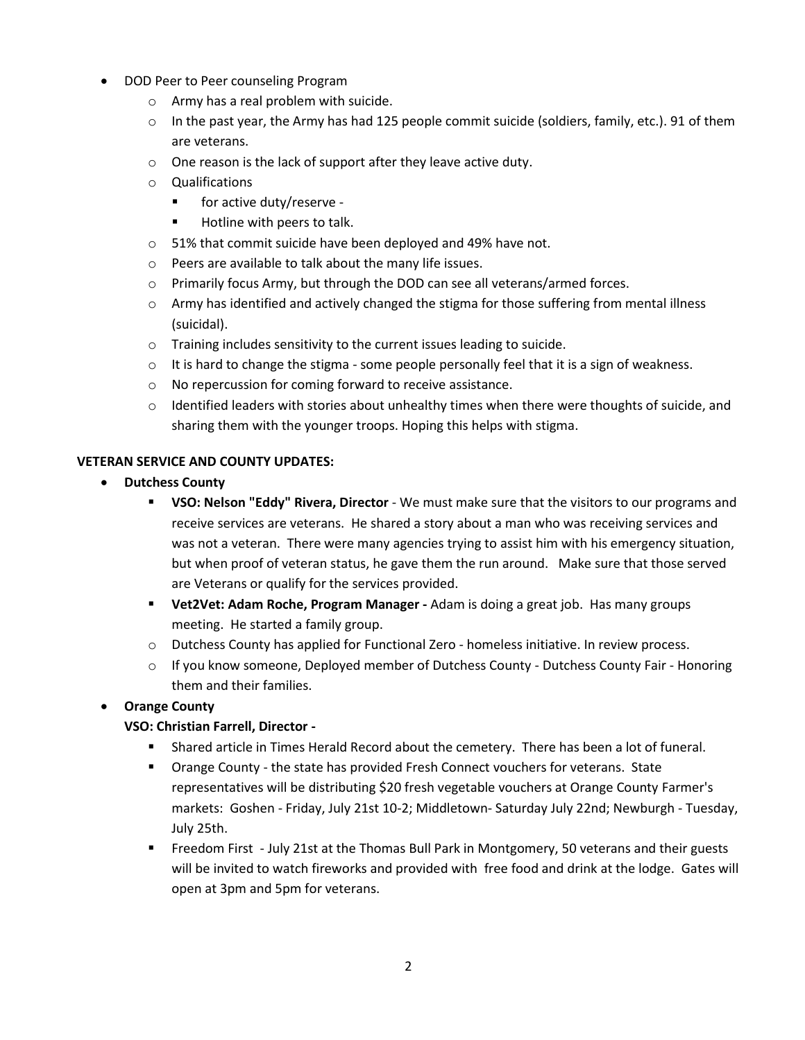- DOD Peer to Peer counseling Program
  - Army has a real problem with suicide.
  - In the past year, the Army has had 125 people commit suicide (soldiers, family, etc.). 91 of them are veterans.
  - One reason is the lack of support after they leave active duty.
  - Qualifications
    - for active duty/reserve -
    - Hotline with peers to talk.
  - 51% that commit suicide have been deployed and 49% have not.
  - Peers are available to talk about the many life issues.
  - Primarily focus Army, but through the DOD can see all veterans/armed forces.
  - Army has identified and actively changed the stigma for those suffering from mental illness (suicidal).
  - Training includes sensitivity to the current issues leading to suicide.
  - It is hard to change the stigma - some people personally feel that it is a sign of weakness.
  - No repercussion for coming forward to receive assistance.
  - Identified leaders with stories about unhealthy times when there were thoughts of suicide, and sharing them with the younger troops. Hoping this helps with stigma.

**VETERAN SERVICE AND COUNTY UPDATES:**

- **Dutchess County**
  - **VSO: Nelson "Eddy" Rivera, Director** - We must make sure that the visitors to our programs and receive services are veterans. He shared a story about a man who was receiving services and was not a veteran. There were many agencies trying to assist him with his emergency situation, but when proof of veteran status, he gave them the run around. Make sure that those served are Veterans or qualify for the services provided.
  - **Vet2Vet: Adam Roche, Program Manager -** Adam is doing a great job. Has many groups meeting. He started a family group.
  - Dutchess County has applied for Functional Zero - homeless initiative. In review process.
  - If you know someone, Deployed member of Dutchess County - Dutchess County Fair - Honoring them and their families.
- **Orange County**

  **VSO: Christian Farrell, Director -**
  - Shared article in Times Herald Record about the cemetery. There has been a lot of funeral.
  - Orange County - the state has provided Fresh Connect vouchers for veterans. State representatives will be distributing $20 fresh vegetable vouchers at Orange County Farmer's markets: Goshen - Friday, July 21st 10-2; Middletown- Saturday July 22nd; Newburgh - Tuesday, July 25th.
  - Freedom First - July 21st at the Thomas Bull Park in Montgomery, 50 veterans and their guests will be invited to watch fireworks and provided with free food and drink at the lodge. Gates will open at 3pm and 5pm for veterans.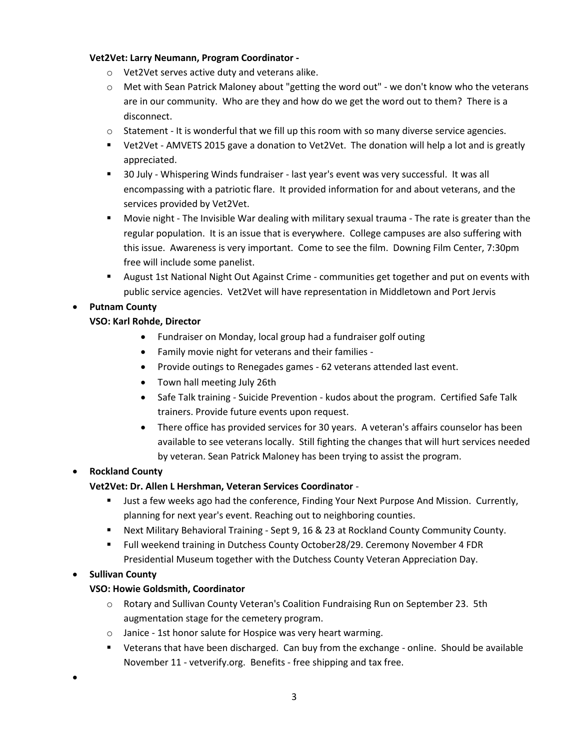**Vet2Vet: Larry Neumann, Program Coordinator -**

- Vet2Vet serves active duty and veterans alike.
- Met with Sean Patrick Maloney about "getting the word out" - we don't know who the veterans are in our community. Who are they and how do we get the word out to them? There is a disconnect.
- Statement - It is wonderful that we fill up this room with so many diverse service agencies.
  - Vet2Vet - AMVETS 2015 gave a donation to Vet2Vet. The donation will help a lot and is greatly appreciated.
  - 30 July - Whispering Winds fundraiser - last year's event was very successful. It was all encompassing with a patriotic flare. It provided information for and about veterans, and the services provided by Vet2Vet.
  - Movie night - The Invisible War dealing with military sexual trauma - The rate is greater than the regular population. It is an issue that is everywhere. College campuses are also suffering with this issue. Awareness is very important. Come to see the film. Downing Film Center, 7:30pm free will include some panelist.
  - August 1st National Night Out Against Crime - communities get together and put on events with public service agencies. Vet2Vet will have representation in Middletown and Port Jervis

- **Putnam County**

  **VSO: Karl Rohde, Director**

  - Fundraiser on Monday, local group had a fundraiser golf outing
  - Family movie night for veterans and their families -
  - Provide outings to Renegades games - 62 veterans attended last event.
  - Town hall meeting July 26th
  - Safe Talk training - Suicide Prevention - kudos about the program. Certified Safe Talk trainers. Provide future events upon request.
  - There office has provided services for 30 years. A veteran's affairs counselor has been available to see veterans locally. Still fighting the changes that will hurt services needed by veteran. Sean Patrick Maloney has been trying to assist the program.

- **Rockland County**

  **Vet2Vet: Dr. Allen L Hershman, Veteran Services Coordinator** -

  - Just a few weeks ago had the conference, Finding Your Next Purpose And Mission. Currently, planning for next year's event. Reaching out to neighboring counties.
  - Next Military Behavioral Training - Sept 9, 16 & 23 at Rockland County Community County.
  - Full weekend training in Dutchess County October28/29. Ceremony November 4 FDR Presidential Museum together with the Dutchess County Veteran Appreciation Day.

- **Sullivan County**

  **VSO: Howie Goldsmith, Coordinator**

  - Rotary and Sullivan County Veteran's Coalition Fundraising Run on September 23. 5th augmentation stage for the cemetery program.
  - Janice - 1st honor salute for Hospice was very heart warming.
    - Veterans that have been discharged. Can buy from the exchange - online. Should be available November 11 - vetverify.org. Benefits - free shipping and tax free.

-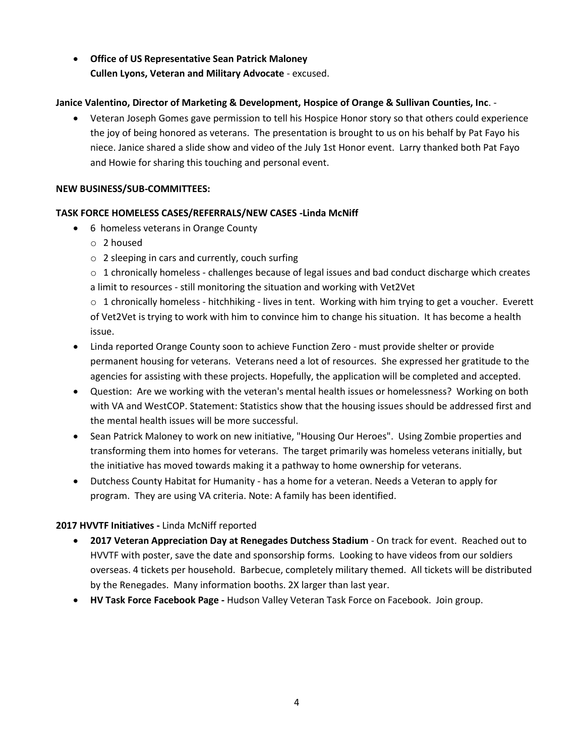- **Office of US Representative Sean Patrick Maloney**
  **Cullen Lyons, Veteran and Military Advocate** - excused.

**Janice Valentino, Director of Marketing & Development, Hospice of Orange & Sullivan Counties, Inc**. -

- Veteran Joseph Gomes gave permission to tell his Hospice Honor story so that others could experience the joy of being honored as veterans. The presentation is brought to us on his behalf by Pat Fayo his niece. Janice shared a slide show and video of the July 1st Honor event. Larry thanked both Pat Fayo and Howie for sharing this touching and personal event.

**NEW BUSINESS/SUB-COMMITTEES:**

**TASK FORCE HOMELESS CASES/REFERRALS/NEW CASES -Linda McNiff**

- 6 homeless veterans in Orange County
  - 2 housed
  - 2 sleeping in cars and currently, couch surfing
  - 1 chronically homeless - challenges because of legal issues and bad conduct discharge which creates a limit to resources - still monitoring the situation and working with Vet2Vet
  - 1 chronically homeless - hitchhiking - lives in tent. Working with him trying to get a voucher. Everett of Vet2Vet is trying to work with him to convince him to change his situation. It has become a health issue.
- Linda reported Orange County soon to achieve Function Zero - must provide shelter or provide permanent housing for veterans. Veterans need a lot of resources. She expressed her gratitude to the agencies for assisting with these projects. Hopefully, the application will be completed and accepted.
- Question: Are we working with the veteran's mental health issues or homelessness? Working on both with VA and WestCOP. Statement: Statistics show that the housing issues should be addressed first and the mental health issues will be more successful.
- Sean Patrick Maloney to work on new initiative, "Housing Our Heroes". Using Zombie properties and transforming them into homes for veterans. The target primarily was homeless veterans initially, but the initiative has moved towards making it a pathway to home ownership for veterans.
- Dutchess County Habitat for Humanity - has a home for a veteran. Needs a Veteran to apply for program. They are using VA criteria. Note: A family has been identified.

**2017 HVVTF Initiatives -** Linda McNiff reported

- **2017 Veteran Appreciation Day at Renegades Dutchess Stadium** - On track for event. Reached out to HVVTF with poster, save the date and sponsorship forms. Looking to have videos from our soldiers overseas. 4 tickets per household. Barbecue, completely military themed. All tickets will be distributed by the Renegades. Many information booths. 2X larger than last year.
- **HV Task Force Facebook Page -** Hudson Valley Veteran Task Force on Facebook. Join group.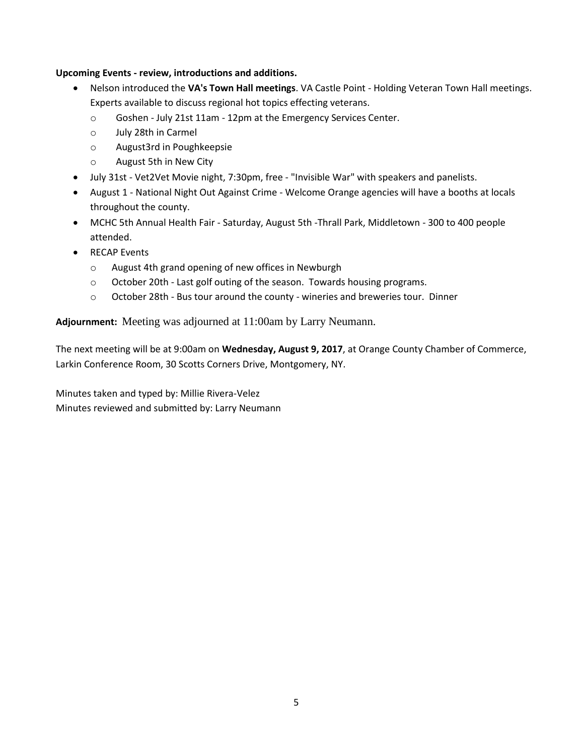**Upcoming Events - review, introductions and additions.**

- Nelson introduced the **VA's Town Hall meetings**. VA Castle Point - Holding Veteran Town Hall meetings. Experts available to discuss regional hot topics effecting veterans.
  - Goshen - July 21st 11am - 12pm at the Emergency Services Center.
  - July 28th in Carmel
  - August3rd in Poughkeepsie
  - August 5th in New City
- July 31st - Vet2Vet Movie night, 7:30pm, free - "Invisible War" with speakers and panelists.
- August 1 - National Night Out Against Crime - Welcome Orange agencies will have a booths at locals throughout the county.
- MCHC 5th Annual Health Fair - Saturday, August 5th -Thrall Park, Middletown - 300 to 400 people attended.
- RECAP Events
  - August 4th grand opening of new offices in Newburgh
  - October 20th - Last golf outing of the season. Towards housing programs.
  - October 28th - Bus tour around the county - wineries and breweries tour. Dinner

**Adjournment:** Meeting was adjourned at 11:00am by Larry Neumann.

The next meeting will be at 9:00am on **Wednesday, August 9, 2017**, at Orange County Chamber of Commerce, Larkin Conference Room, 30 Scotts Corners Drive, Montgomery, NY.

Minutes taken and typed by: Millie Rivera-Velez
Minutes reviewed and submitted by: Larry Neumann